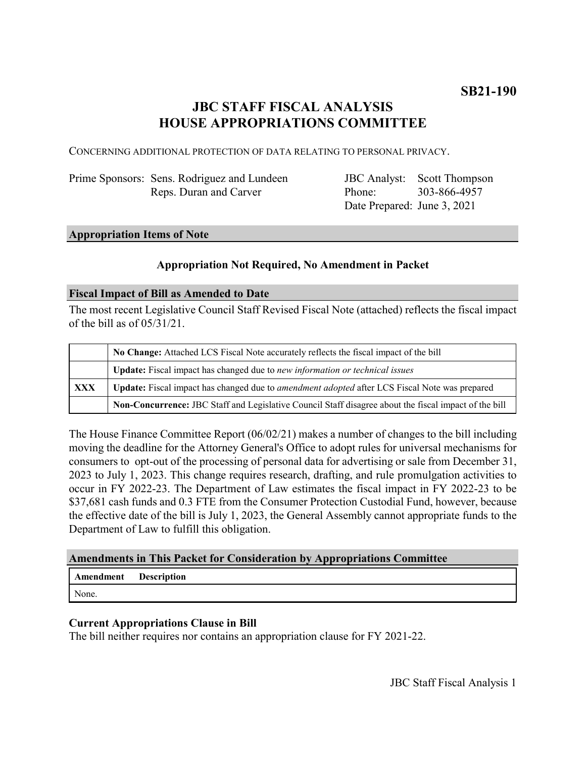**SB21-190**

# JBC STAFF FISCAL ANALYSIS
# HOUSE APPROPRIATIONS COMMITTEE

CONCERNING ADDITIONAL PROTECTION OF DATA RELATING TO PERSONAL PRIVACY.

| | | | |
|---|---|---|---|
| Prime Sponsors: | Sens. Rodriguez and Lundeen<br>Reps. Duran and Carver | JBC Analyst:<br>Phone:<br>Date Prepared: | Scott Thompson<br>303-866-4957<br>June 3, 2021 |

## Appropriation Items of Note

**Appropriation Not Required, No Amendment in Packet**

## Fiscal Impact of Bill as Amended to Date

The most recent Legislative Council Staff Revised Fiscal Note (attached) reflects the fiscal impact of the bill as of 05/31/21.

| | |
|---|---|
| | **No Change:** Attached LCS Fiscal Note accurately reflects the fiscal impact of the bill |
| | **Update:** Fiscal impact has changed due to *new information or technical issues* |
| **XXX** | **Update:** Fiscal impact has changed due to *amendment adopted* after LCS Fiscal Note was prepared |
| | **Non-Concurrence:** JBC Staff and Legislative Council Staff disagree about the fiscal impact of the bill |

The House Finance Committee Report (06/02/21) makes a number of changes to the bill including moving the deadline for the Attorney General's Office to adopt rules for universal mechanisms for consumers to opt-out of the processing of personal data for advertising or sale from December 31, 2023 to July 1, 2023. This change requires research, drafting, and rule promulgation activities to occur in FY 2022-23. The Department of Law estimates the fiscal impact in FY 2022-23 to be $37,681 cash funds and 0.3 FTE from the Consumer Protection Custodial Fund, however, because the effective date of the bill is July 1, 2023, the General Assembly cannot appropriate funds to the Department of Law to fulfill this obligation.

## Amendments in This Packet for Consideration by Appropriations Committee

| Amendment | Description |
|---|---|
| None. | |

### Current Appropriations Clause in Bill

The bill neither requires nor contains an appropriation clause for FY 2021-22.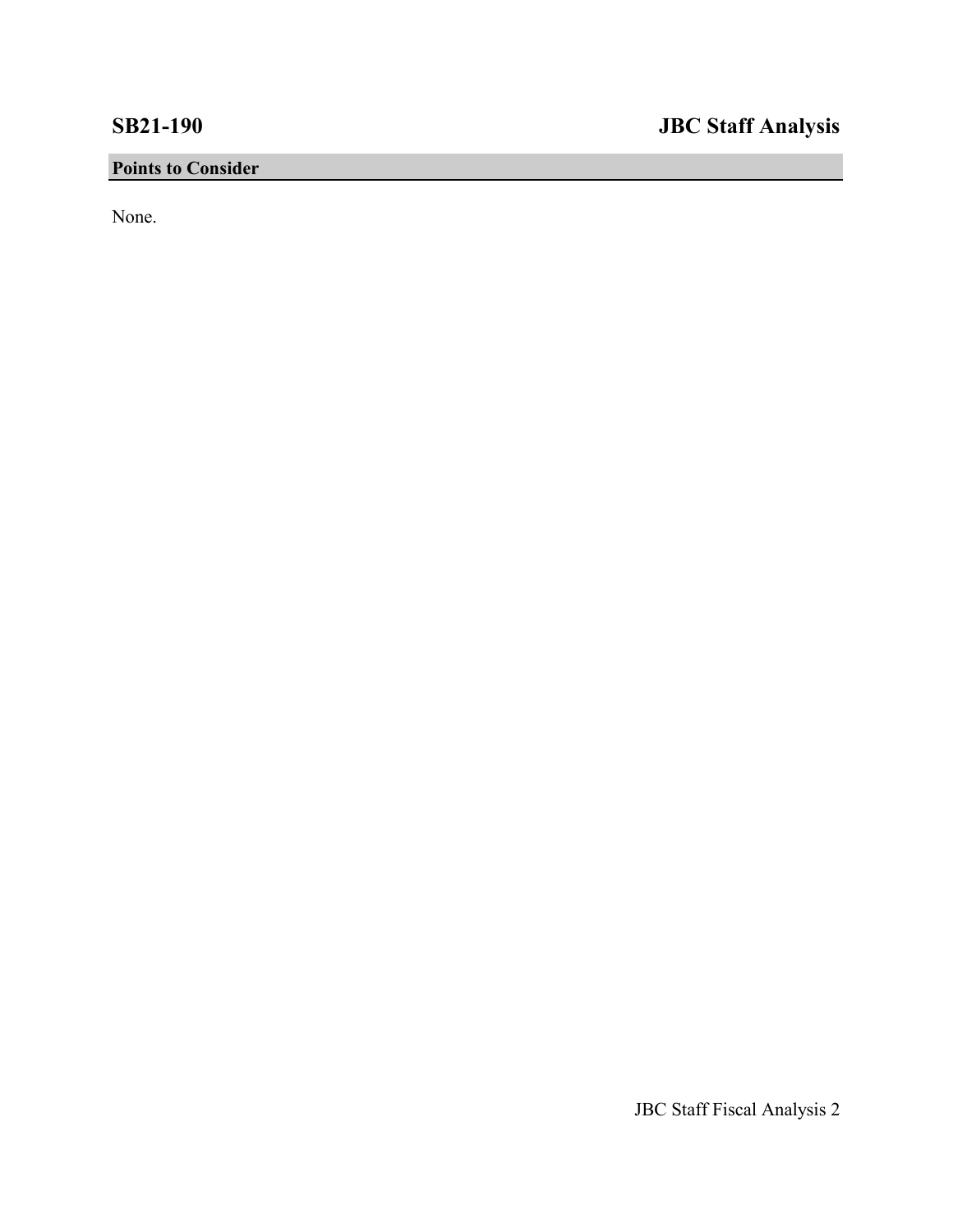## Points to Consider

None.